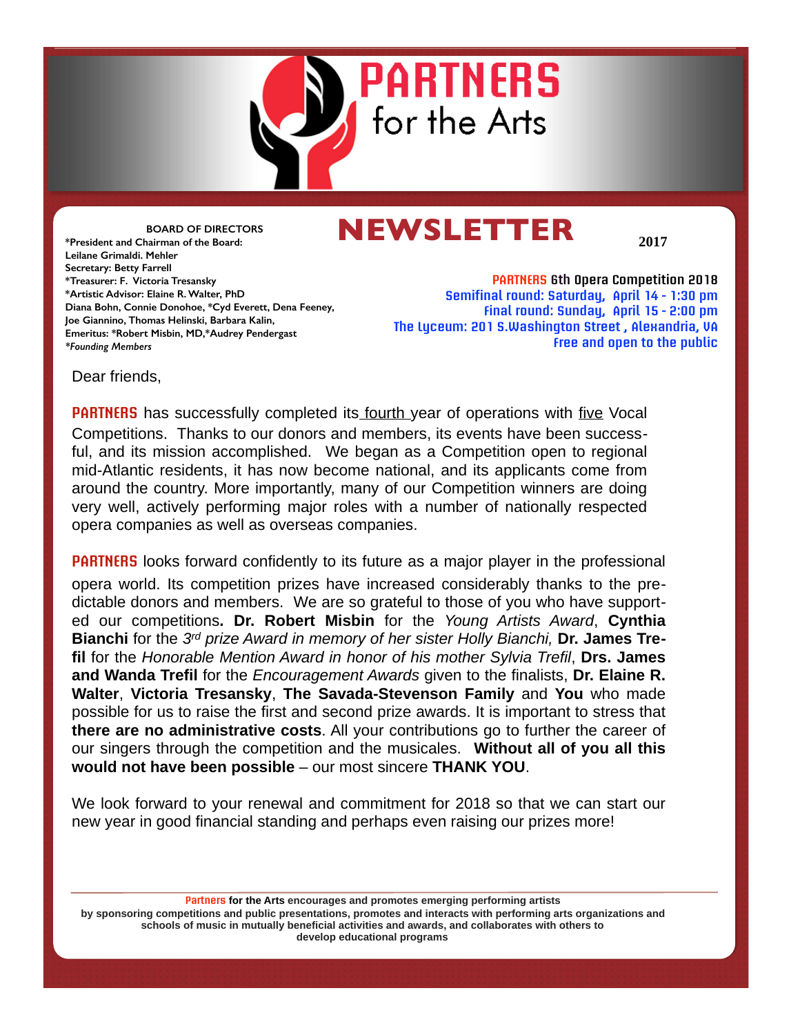# PARTNERS for the Arts

# NEWSLETTER

2017

**BOARD OF DIRECTORS**

**\*President and Chairman of the Board:**
**Leilane Grimaldi. Mehler**
**Secretary: Betty Farrell**
**\*Treasurer: F. Victoria Tresansky**
**\*Artistic Advisor: Elaine R. Walter, PhD**
**Diana Bohn, Connie Donohoe, \*Cyd Everett, Dena Feeney,**
**Joe Giannino, Thomas Helinski, Barbara Kalin,**
**Emeritus: \*Robert Misbin, MD,\*Audrey Pendergast**
***\*Founding Members***

**PARTNERS 6th Opera Competition 2018**
**Semifinal round: Saturday, April 14 - 1:30 pm**
**Final round: Sunday, April 15 - 2:00 pm**
**The Lyceum: 201 S.Washington Street , Alexandria, VA**
**Free and open to the public**

Dear friends,

**PARTNERS** has successfully completed its fourth year of operations with five Vocal Competitions. Thanks to our donors and members, its events have been successful, and its mission accomplished. We began as a Competition open to regional mid-Atlantic residents, it has now become national, and its applicants come from around the country. More importantly, many of our Competition winners are doing very well, actively performing major roles with a number of nationally respected opera companies as well as overseas companies.

**PARTNERS** looks forward confidently to its future as a major player in the professional opera world. Its competition prizes have increased considerably thanks to the predictable donors and members. We are so grateful to those of you who have supported our competitions. **Dr. Robert Misbin** for the *Young Artists Award*, **Cynthia Bianchi** for the *3rd prize Award in memory of her sister Holly Bianchi,* **Dr. James Trefil** for the *Honorable Mention Award in honor of his mother Sylvia Trefil*, **Drs. James and Wanda Trefil** for the *Encouragement Awards* given to the finalists, **Dr. Elaine R. Walter**, **Victoria Tresansky**, **The Savada-Stevenson Family** and **You** who made possible for us to raise the first and second prize awards. It is important to stress that **there are no administrative costs**. All your contributions go to further the career of our singers through the competition and the musicales. **Without all of you all this would not have been possible** – our most sincere **THANK YOU**.

We look forward to your renewal and commitment for 2018 so that we can start our new year in good financial standing and perhaps even raising our prizes more!

---

**Partners for the Arts encourages and promotes emerging performing artists by sponsoring competitions and public presentations, promotes and interacts with performing arts organizations and schools of music in mutually beneficial activities and awards, and collaborates with others to develop educational programs**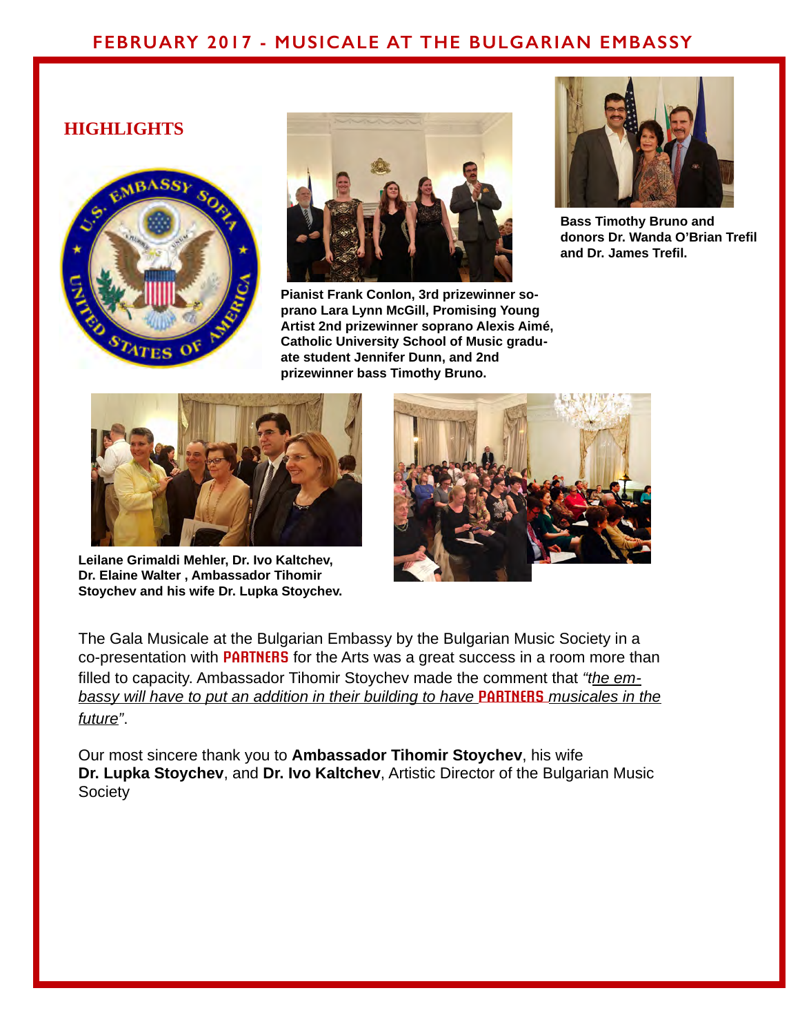# FEBRUARY 2017 - MUSICALE AT THE BULGARIAN EMBASSY

## HIGHLIGHTS

Pianist Frank Conlon, 3rd prizewinner soprano Lara Lynn McGill, Promising Young Artist 2nd prizewinner soprano Alexis Aimé, Catholic University School of Music graduate student Jennifer Dunn, and 2nd prizewinner bass Timothy Bruno.

**Bass Timothy Bruno and donors Dr. Wanda O'Brian Trefil and Dr. James Trefil.**

**Leilane Grimaldi Mehler, Dr. Ivo Kaltchev, Dr. Elaine Walter , Ambassador Tihomir Stoychev and his wife Dr. Lupka Stoychev.**

The Gala Musicale at the Bulgarian Embassy by the Bulgarian Music Society in a co-presentation with **PARTNERS** for the Arts was a great success in a room more than filled to capacity. Ambassador Tihomir Stoychev made the comment that *"the embassy will have to put an addition in their building to have* **PARTNERS** *musicales in the future"*.

Our most sincere thank you to **Ambassador Tihomir Stoychev**, his wife **Dr. Lupka Stoychev**, and **Dr. Ivo Kaltchev**, Artistic Director of the Bulgarian Music Society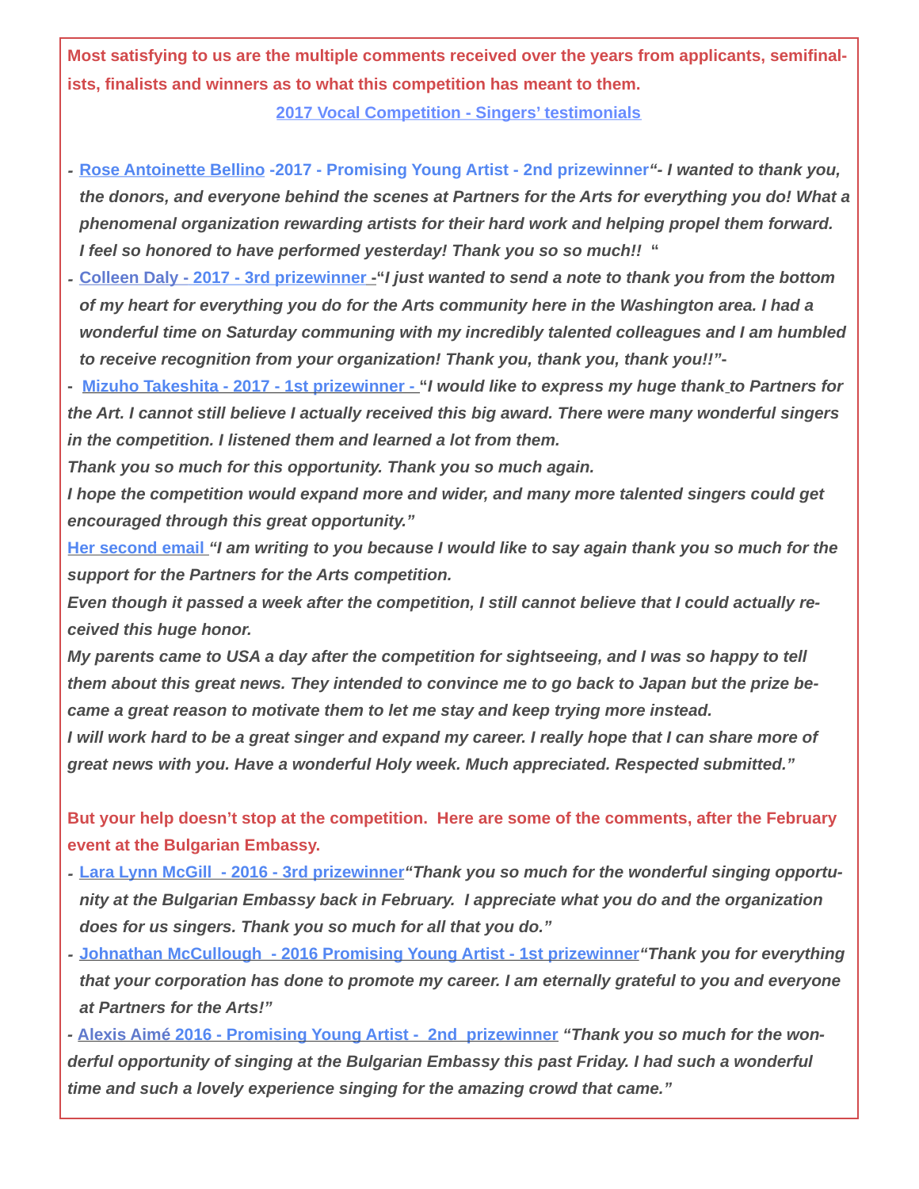**Most satisfying to us are the multiple comments received over the years from applicants, semifinalists, finalists and winners as to what this competition has meant to them.**

**2017 Vocal Competition - Singers' testimonials**

- **Rose Antoinette Bellino -2017 - Promising Young Artist - 2nd prizewinner*"- I wanted to thank you, the donors, and everyone behind the scenes at Partners for the Arts for everything you do! What a phenomenal organization rewarding artists for their hard work and helping propel them forward. I feel so honored to have performed yesterday! Thank you so so much!! "***
- **Colleen Daly - 2017 - 3rd prizewinner -*"I just wanted to send a note to thank you from the bottom of my heart for everything you do for the Arts community here in the Washington area. I had a wonderful time on Saturday communing with my incredibly talented colleagues and I am humbled to receive recognition from your organization! Thank you, thank you, thank you!!"-***
- **Mizuho Takeshita - 2017 - 1st prizewinner - *"I would like to express my huge thank to Partners for the Art. I cannot still believe I actually received this big award. There were many wonderful singers in the competition. I listened them and learned a lot from them.***

***Thank you so much for this opportunity. Thank you so much again.***

***I hope the competition would expand more and wider, and many more talented singers could get encouraged through this great opportunity."***

**Her second email *"I am writing to you because I would like to say again thank you so much for the support for the Partners for the Arts competition.***

***Even though it passed a week after the competition, I still cannot believe that I could actually received this huge honor.***

***My parents came to USA a day after the competition for sightseeing, and I was so happy to tell them about this great news. They intended to convince me to go back to Japan but the prize became a great reason to motivate them to let me stay and keep trying more instead.***

***I will work hard to be a great singer and expand my career. I really hope that I can share more of great news with you. Have a wonderful Holy week. Much appreciated. Respected submitted."***

**But your help doesn't stop at the competition. Here are some of the comments, after the February event at the Bulgarian Embassy.**

- **Lara Lynn McGill - 2016 - 3rd prizewinner*"Thank you so much for the wonderful singing opportunity at the Bulgarian Embassy back in February. I appreciate what you do and the organization does for us singers. Thank you so much for all that you do."***
- **Johnathan McCullough - 2016 Promising Young Artist - 1st prizewinner*"Thank you for everything that your corporation has done to promote my career. I am eternally grateful to you and everyone at Partners for the Arts!"***
- **Alexis Aimé 2016 - Promising Young Artist - 2nd prizewinner *"Thank you so much for the wonderful opportunity of singing at the Bulgarian Embassy this past Friday. I had such a wonderful time and such a lovely experience singing for the amazing crowd that came."***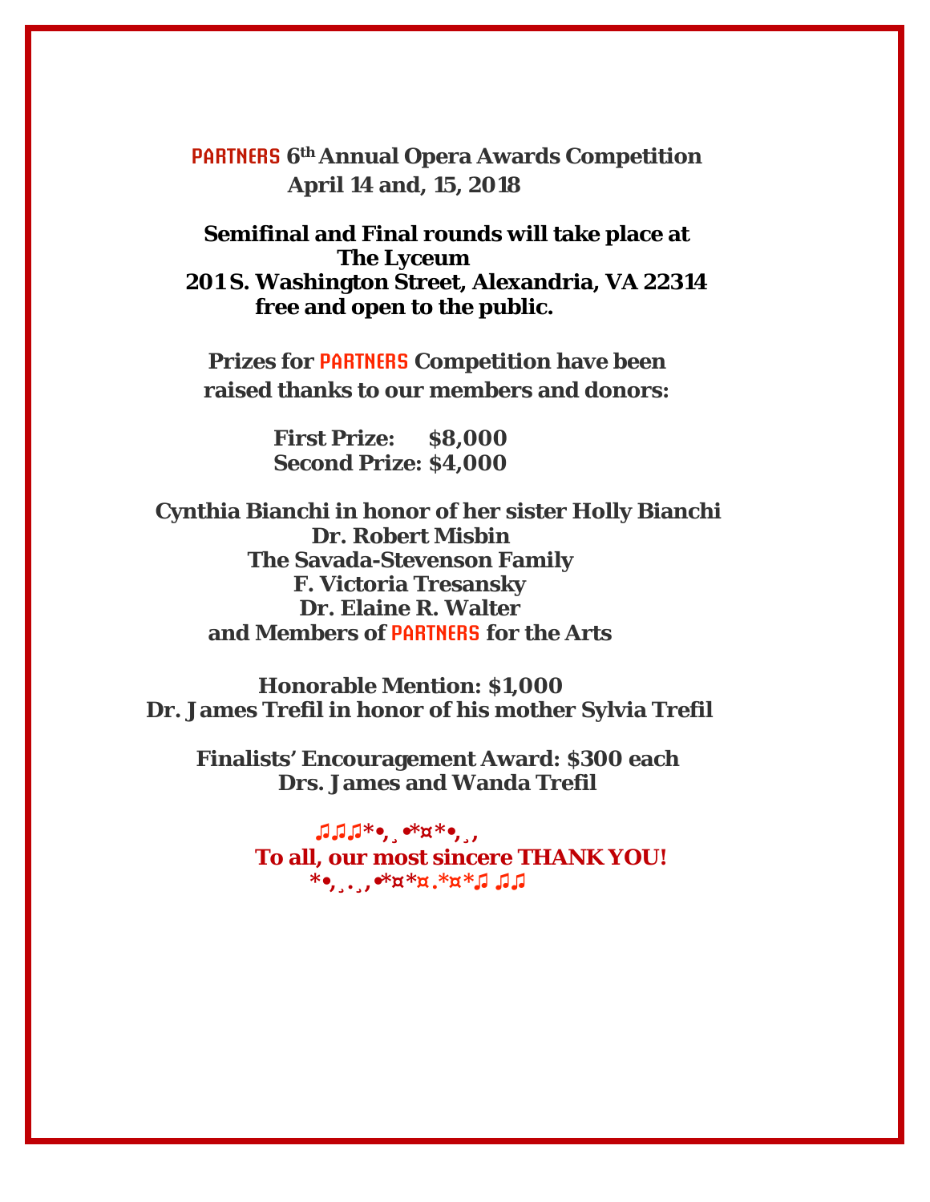**PARTNERS 6th Annual Opera Awards Competition**
**April 14 and, 15, 2018**

**Semifinal and Final rounds will take place at**
**The Lyceum**
**201 S. Washington Street, Alexandria, VA 22314**
**free and open to the public.**

**Prizes for PARTNERS Competition have been raised thanks to our members and donors:**

**First Prize: $8,000**
**Second Prize: $4,000**

**Cynthia Bianchi in honor of her sister Holly Bianchi**
**Dr. Robert Misbin**
**The Savada-Stevenson Family**
**F. Victoria Tresansky**
**Dr. Elaine R. Walter**
**and Members of PARTNERS for the Arts**

**Honorable Mention: $1,000**
**Dr. James Trefil in honor of his mother Sylvia Trefil**

**Finalists' Encouragement Award: $300 each**
**Drs. James and Wanda Trefil**

♫♫♫*•,¸•*¤*•,¸,

**To all, our most sincere THANK YOU!**

*•,¸.¸,•*¤*¤.*¤*♫ ♫♫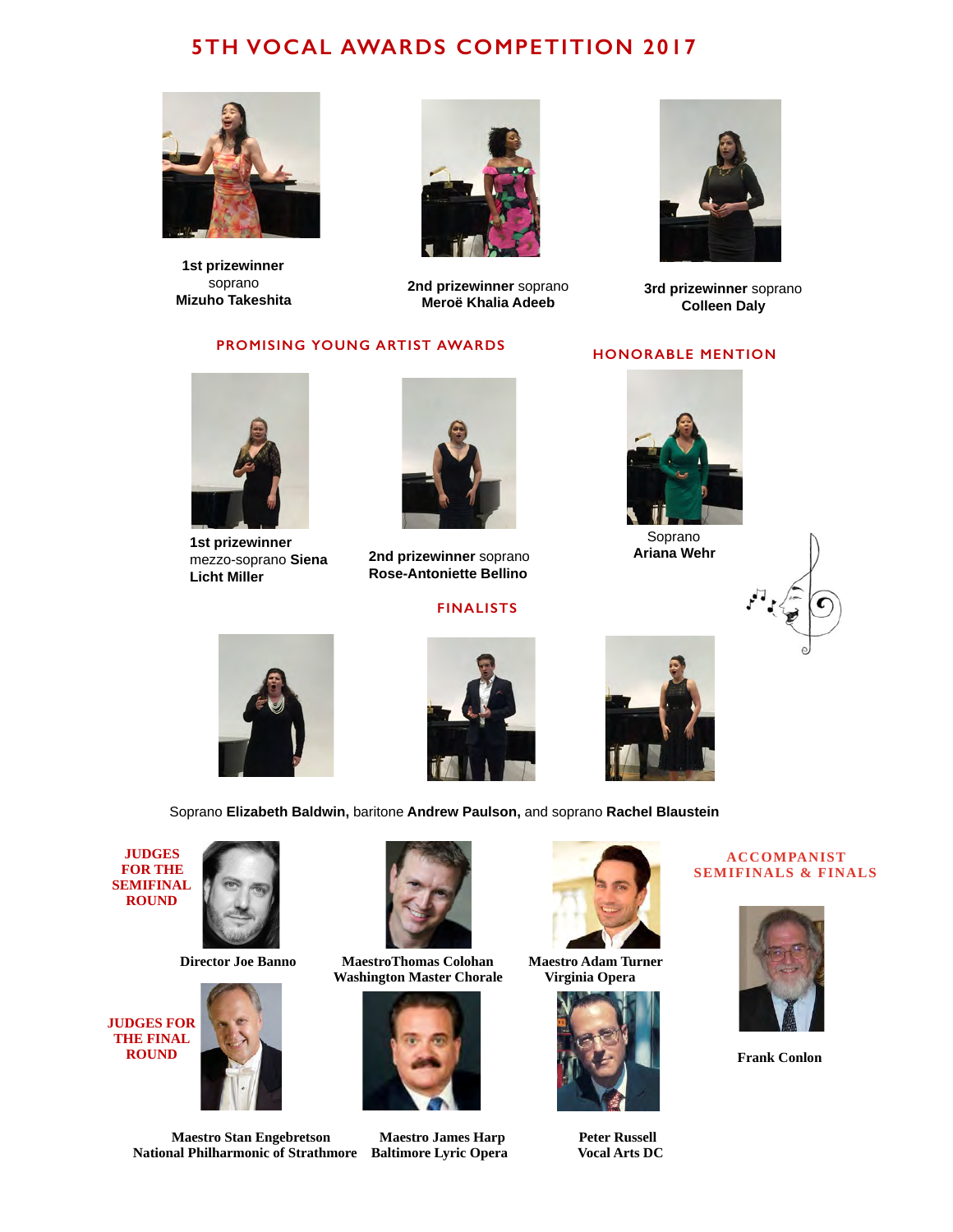# 5TH VOCAL AWARDS COMPETITION 2017

**1st prizewinner**
soprano
**Mizuho Takeshita**

**2nd prizewinner** soprano
**Meroë Khalia Adeeb**

**3rd prizewinner** soprano
**Colleen Daly**

## PROMISING YOUNG ARTIST AWARDS

**1st prizewinner**
mezzo-soprano **Siena Licht Miller**

**2nd prizewinner** soprano
**Rose-Antoniette Bellino**

## HONORABLE MENTION

Soprano
**Ariana Wehr**

## FINALISTS

Soprano **Elizabeth Baldwin,** baritone **Andrew Paulson,** and soprano **Rachel Blaustein**

## JUDGES FOR THE SEMIFINAL ROUND

**Director Joe Banno**

**MaestroThomas Colohan**
**Washington Master Chorale**

**Maestro Adam Turner**
**Virginia Opera**

## ACCOMPANIST SEMIFINALS & FINALS

**Frank Conlon**

## JUDGES FOR THE FINAL ROUND

**Maestro Stan Engebretson**
**National Philharmonic of Strathmore**

**Maestro James Harp**
**Baltimore Lyric Opera**

**Peter Russell**
**Vocal Arts DC**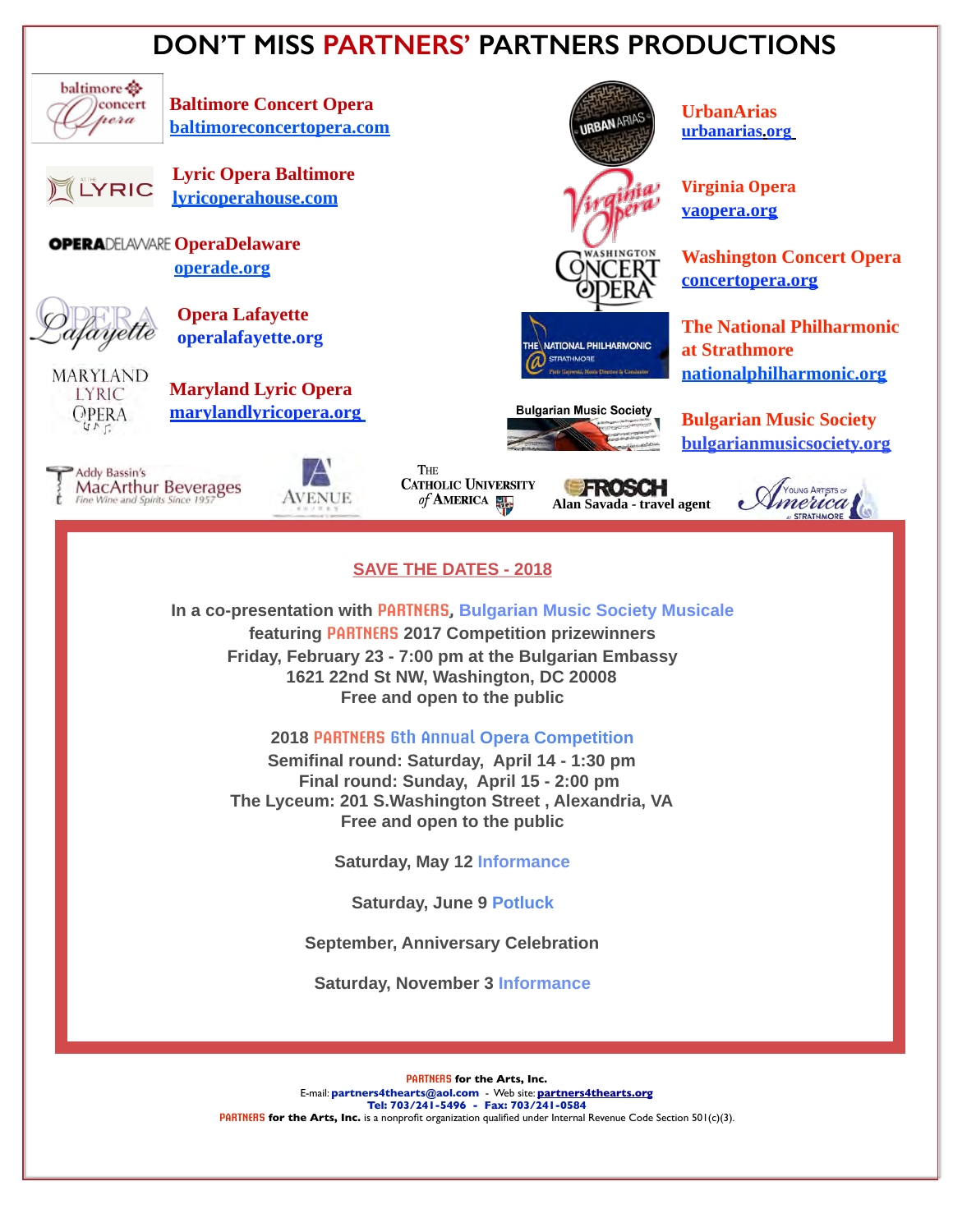# DON'T MISS PARTNERS' PARTNERS PRODUCTIONS

**Baltimore Concert Opera**
baltimoreconcertopera.com

**Lyric Opera Baltimore**
lyricoperahouse.com

**OperaDelaware**
operade.org

**Opera Lafayette**
operalafayette.org

**Maryland Lyric Opera**
marylandlyricopera.org

**UrbanArias**
urbanarias.org

**Virginia Opera**
vaopera.org

**Washington Concert Opera**
concertopera.org

**The National Philharmonic at Strathmore**
nationalphilharmonic.org

**Bulgarian Music Society**
bulgarianmusicsociety.org

Addy Bassin's MacArthur Beverages — Fine Wine and Spirits Since 1957

Avenue

The Catholic University of America

FROSCH — Alan Savada - travel agent

Young Artists of America at Strathmore

## SAVE THE DATES - 2018

**In a co-presentation with PARTNERS, Bulgarian Music Society Musicale**
**featuring PARTNERS 2017 Competition prizewinners**
**Friday, February 23 - 7:00 pm at the Bulgarian Embassy**
**1621 22nd St NW, Washington, DC 20008**
**Free and open to the public**

**2018 PARTNERS 6th Annual Opera Competition**
**Semifinal round: Saturday, April 14 - 1:30 pm**
**Final round: Sunday, April 15 - 2:00 pm**
**The Lyceum: 201 S.Washington Street , Alexandria, VA**
**Free and open to the public**

**Saturday, May 12 Informance**

**Saturday, June 9 Potluck**

**September, Anniversary Celebration**

**Saturday, November 3 Informance**

**PARTNERS for the Arts, Inc.**
E-mail: **partners4thearts@aol.com** - Web site: **partners4thearts.org**
**Tel: 703/241-5496 - Fax: 703/241-0584**
**PARTNERS for the Arts, Inc.** is a nonprofit organization qualified under Internal Revenue Code Section 501(c)(3).